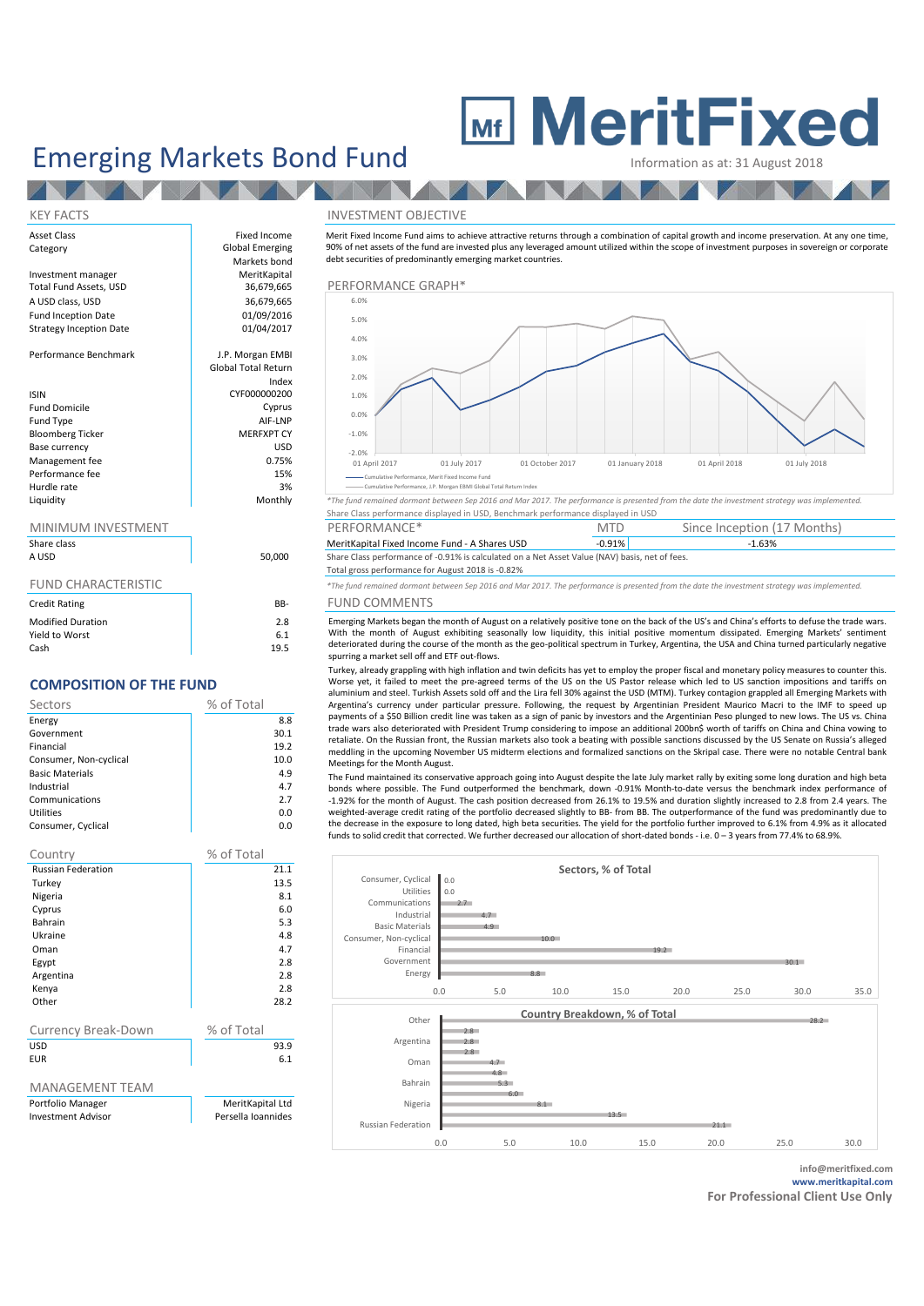# Emerging Markets Bond Fund

**MeritFixed**

Information as at: 31 August 2018

## KEY FACTS

| | |
|---|---|
| Asset Class | Fixed Income |
| Category | Global Emerging Markets bond |
| Investment manager | MeritKapital |
| Total Fund Assets, USD | 36,679,665 |
| A USD class, USD | 36,679,665 |
| Fund Inception Date | 01/09/2016 |
| Strategy Inception Date | 01/04/2017 |
| Performance Benchmark | J.P. Morgan EMBI Global Total Return Index |
| ISIN | CYF000000200 |
| Fund Domicile | Cyprus |
| Fund Type | AIF-LNP |
| Bloomberg Ticker | MERFXPT CY |
| Base currency | USD |
| Management fee | 0.75% |
| Performance fee | 15% |
| Hurdle rate | 3% |
| Liquidity | Monthly |

## MINIMUM INVESTMENT

| Share class | |
|---|---|
| A USD | 50,000 |

## FUND CHARACTERISTIC

| | |
|---|---|
| Credit Rating | BB- |
| Modified Duration | 2.8 |
| Yield to Worst | 6.1 |
| Cash | 19.5 |

## COMPOSITION OF THE FUND

| Sectors | % of Total |
|---|---|
| Energy | 8.8 |
| Government | 30.1 |
| Financial | 19.2 |
| Consumer, Non-cyclical | 10.0 |
| Basic Materials | 4.9 |
| Industrial | 4.7 |
| Communications | 2.7 |
| Utilities | 0.0 |
| Consumer, Cyclical | 0.0 |

| Country | % of Total |
|---|---|
| Russian Federation | 21.1 |
| Turkey | 13.5 |
| Nigeria | 8.1 |
| Cyprus | 6.0 |
| Bahrain | 5.3 |
| Ukraine | 4.8 |
| Oman | 4.7 |
| Egypt | 2.8 |
| Argentina | 2.8 |
| Kenya | 2.8 |
| Other | 28.2 |

| Currency Break-Down | % of Total |
|---|---|
| USD | 93.9 |
| EUR | 6.1 |

## MANAGEMENT TEAM

| | |
|---|---|
| Portfolio Manager | MeritKapital Ltd |
| Investment Advisor | Persella Ioannides |

## INVESTMENT OBJECTIVE

Merit Fixed Income Fund aims to achieve attractive returns through a combination of capital growth and income preservation. At any one time, 90% of net assets of the fund are invested plus any leveraged amount utilized within the scope of investment purposes in sovereign or corporate debt securities of predominantly emerging market countries.

## PERFORMANCE GRAPH*

Cumulative Performance, Merit Fixed Income Fund
Cumulative Performance, J.P. Morgan EMBI Global Total Return Index

*The fund remained dormant between Sep 2016 and Mar 2017. The performance is presented from the date the investment strategy was implemented.*

Share Class performance displayed in USD, Benchmark performance displayed in USD

| PERFORMANCE* | MTD | Since Inception (17 Months) |
|---|---|---|
| MeritKapital Fixed Income Fund - A Shares USD | -0.91% | -1.63% |

Share Class performance of -0.91% is calculated on a Net Asset Value (NAV) basis, net of fees.

Total gross performance for August 2018 is -0.82%

*The fund remained dormant between Sep 2016 and Mar 2017. The performance is presented from the date the investment strategy was implemented.*

## FUND COMMENTS

Emerging Markets began the month of August on a relatively positive tone on the back of the US's and China's efforts to defuse the trade wars. With the month of August exhibiting seasonally low liquidity, this initial positive momentum dissipated. Emerging Markets' sentiment deteriorated during the course of the month as the geo-political spectrum in Turkey, Argentina, the USA and China turned particularly negative spurring a market sell off and ETF out-flows.

Turkey, already grappling with high inflation and twin deficits has yet to employ the proper fiscal and monetary policy measures to counter this. Worse yet, it failed to meet the pre-agreed terms of the US on the US Pastor release which led to US sanction impositions and tariffs on aluminium and steel. Turkish Assets sold off and the Lira fell 30% against the USD (MTM). Turkey contagion grappled all Emerging Markets with Argentina's currency under particular pressure. Following, the request by Argentinian President Maurico Macri to the IMF to speed up payments of a $50 Billion credit line was taken as a sign of panic by investors and the Argentinian Peso plunged to new lows. The US vs. China trade wars also deteriorated with President Trump considering to impose an additional 200bn$ worth of tariffs on China and China vowing to retaliate. On the Russian front, the Russian markets also took a beating with possible sanctions discussed by the US Senate on Russia's alleged meddling in the upcoming November US midterm elections and formalized sanctions on the Skripal case. There were no notable Central bank Meetings for the Month August.

The Fund maintained its conservative approach going into August despite the late July market rally by exiting some long duration and high beta bonds where possible. The Fund outperformed the benchmark, down -0.91% Month-to-date versus the benchmark index performance of -1.92% for the month of August. The cash position decreased from 26.1% to 19.5% and duration slightly increased to 2.8 from 2.4 years. The weighted-average credit rating of the portfolio decreased slightly to BB- from BB. The outperformance of the fund was predominantly due to the decrease in the exposure to long dated, high beta securities. The yield for the portfolio further improved to 6.1% from 4.9% as it allocated funds to solid credit that corrected. We further decreased our allocation of short-dated bonds - i.e. 0 – 3 years from 77.4% to 68.9%.

### Sectors, % of Total

### Country Breakdown, % of Total

info@meritfixed.com
www.meritkapital.com
**For Professional Client Use Only**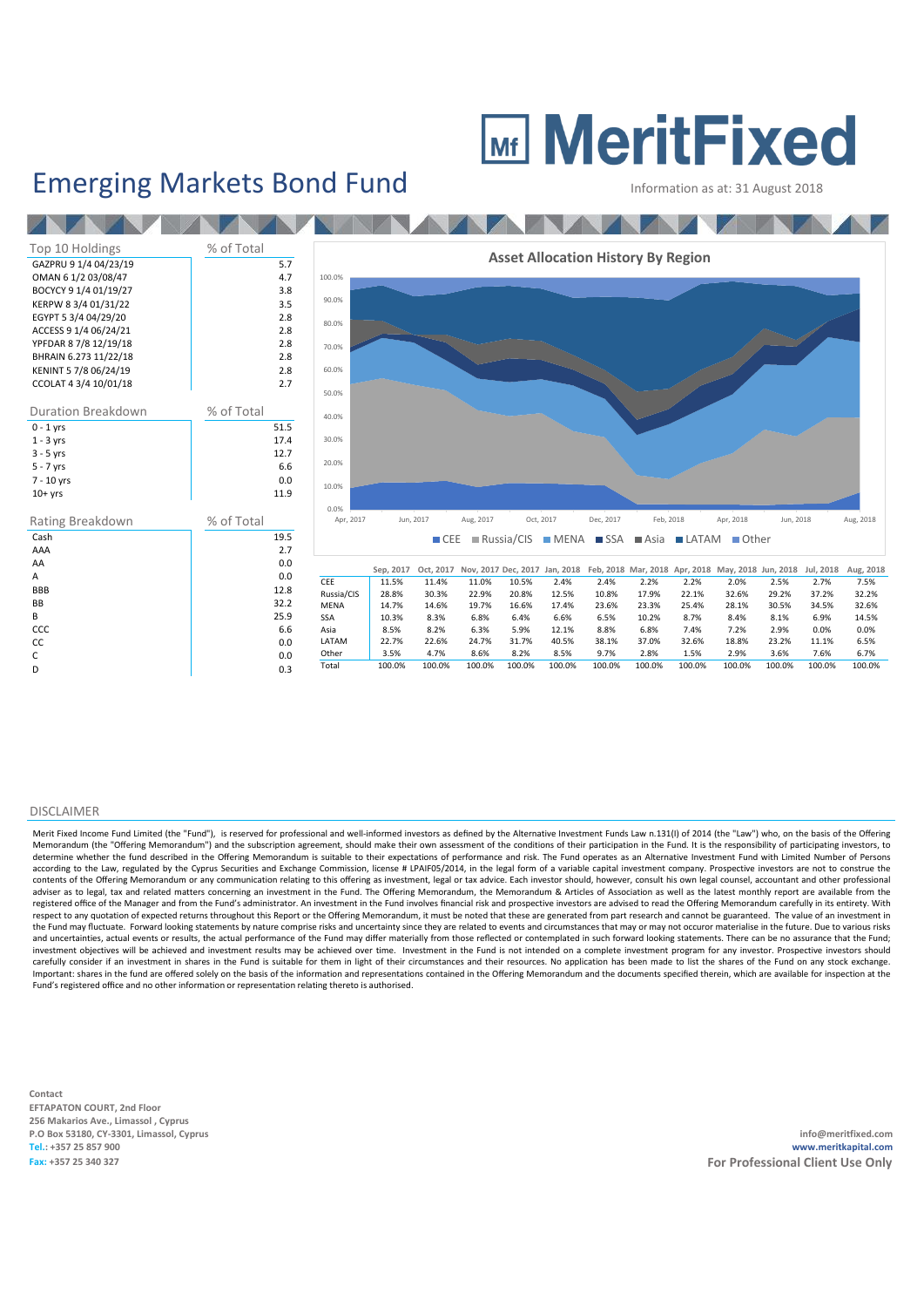# Emerging Markets Bond Fund

MeritFixed

Information as at: 31 August 2018

| Top 10 Holdings | % of Total |
|---|---|
| GAZPRU 9 1/4 04/23/19 | 5.7 |
| OMAN 6 1/2 03/08/47 | 4.7 |
| BOCYCY 9 1/4 01/19/27 | 3.8 |
| KERPW 8 3/4 01/31/22 | 3.5 |
| EGYPT 5 3/4 04/29/20 | 2.8 |
| ACCESS 9 1/4 06/24/21 | 2.8 |
| YPFDAR 8 7/8 12/19/18 | 2.8 |
| BHRAIN 6.273 11/22/18 | 2.8 |
| KENINT 5 7/8 06/24/19 | 2.8 |
| CCOLAT 4 3/4 10/01/18 | 2.7 |

| Duration Breakdown | % of Total |
|---|---|
| 0 - 1 yrs | 51.5 |
| 1 - 3 yrs | 17.4 |
| 3 - 5 yrs | 12.7 |
| 5 - 7 yrs | 6.6 |
| 7 - 10 yrs | 0.0 |
| 10+ yrs | 11.9 |

| Rating Breakdown | % of Total |
|---|---|
| Cash | 19.5 |
| AAA | 2.7 |
| AA | 0.0 |
| A | 0.0 |
| BBB | 12.8 |
| BB | 32.2 |
| B | 25.9 |
| CCC | 6.6 |
| CC | 0.0 |
| C | 0.0 |
| D | 0.3 |

Asset Allocation History By Region

100.0%
90.0%
80.0%
70.0%
60.0%
50.0%
40.0%
30.0%
20.0%
10.0%
0.0%

Apr, 2017 Jun, 2017 Aug, 2017 Oct, 2017 Dec, 2017 Feb, 2018 Apr, 2018 Jun, 2018 Aug, 2018

CEE Russia/CIS MENA SSA Asia LATAM Other

| | Sep, 2017 | Oct, 2017 | Nov, 2017 | Dec, 2017 | Jan, 2018 | Feb, 2018 | Mar, 2018 | Apr, 2018 | May, 2018 | Jun, 2018 | Jul, 2018 | Aug, 2018 |
|---|---|---|---|---|---|---|---|---|---|---|---|---|
| CEE | 11.5% | 11.4% | 11.0% | 10.5% | 2.4% | 2.4% | 2.2% | 2.2% | 2.0% | 2.5% | 2.7% | 7.5% |
| Russia/CIS | 28.8% | 30.3% | 22.9% | 20.8% | 12.5% | 10.8% | 17.9% | 22.1% | 32.6% | 29.2% | 37.2% | 32.2% |
| MENA | 14.7% | 14.6% | 19.7% | 16.6% | 17.4% | 23.6% | 23.3% | 25.4% | 28.1% | 30.5% | 34.5% | 32.6% |
| SSA | 10.3% | 8.3% | 6.8% | 6.4% | 6.6% | 6.5% | 10.2% | 8.7% | 8.4% | 8.1% | 6.9% | 14.5% |
| Asia | 8.5% | 8.2% | 6.3% | 5.9% | 12.1% | 8.8% | 6.8% | 7.4% | 7.2% | 2.9% | 0.0% | 0.0% |
| LATAM | 22.7% | 22.6% | 24.7% | 31.7% | 40.5% | 38.1% | 37.0% | 32.6% | 18.8% | 23.2% | 11.1% | 6.5% |
| Other | 3.5% | 4.7% | 8.6% | 8.2% | 8.5% | 9.7% | 2.8% | 1.5% | 2.9% | 3.6% | 7.6% | 6.7% |
| Total | 100.0% | 100.0% | 100.0% | 100.0% | 100.0% | 100.0% | 100.0% | 100.0% | 100.0% | 100.0% | 100.0% | 100.0% |

## DISCLAIMER

Merit Fixed Income Fund Limited (the "Fund"), is reserved for professional and well-informed investors as defined by the Alternative Investment Funds Law n.131(I) of 2014 (the "Law") who, on the basis of the Offering Memorandum (the "Offering Memorandum") and the subscription agreement, should make their own assessment of the conditions of their participation in the Fund. It is the responsibility of participating investors, to determine whether the fund described in the Offering Memorandum is suitable to their expectations of performance and risk. The Fund operates as an Alternative Investment Fund with Limited Number of Persons according to the Law, regulated by the Cyprus Securities and Exchange Commission, license # LPAIF05/2014, in the legal form of a variable capital investment company. Prospective investors are not to construe the contents of the Offering Memorandum or any communication relating to this offering as investment, legal or tax advice. Each investor should, however, consult his own legal counsel, accountant and other professional adviser as to legal, tax and related matters concerning an investment in the Fund. The Offering Memorandum, the Memorandum & Articles of Association as well as the latest monthly report are available from the registered office of the Manager and from the Fund's administrator. An investment in the Fund involves financial risk and prospective investors are advised to read the Offering Memorandum carefully in its entirety. With respect to any quotation of expected returns throughout this Report or the Offering Memorandum, it must be noted that these are generated from part research and cannot be guaranteed. The value of an investment in the Fund may fluctuate. Forward looking statements by nature comprise risks and uncertainty since they are related to events and circumstances that may or may not occur materialise in the future. Due to various risks and uncertainties, actual events or results, the actual performance of the Fund may differ materially from those reflected or contemplated in such forward looking statements. There can be no assurance that the Fund; investment objectives will be achieved and investment results may be achieved over time. Investment in the Fund is not intended on a complete investment program for any investor. Prospective investors should carefully consider if an investment in shares in the Fund is suitable for them in light of their circumstances and their resources. No application has been made to list the shares of the Fund on any stock exchange. Important: shares in the fund are offered solely on the basis of the information and representations contained in the Offering Memorandum and the documents specified therein, which are available for inspection at the Fund's registered office and no other information or representation relating thereto is authorised.

**Contact**
**EFTAPATON COURT, 2nd Floor**
**256 Makarios Ave., Limassol , Cyprus**
**P.O Box 53180, CY-3301, Limassol, Cyprus**
**Tel.: +357 25 857 900**
**Fax: +357 25 340 327**

**info@meritfixed.com**
**www.meritkapital.com**
**For Professional Client Use Only**